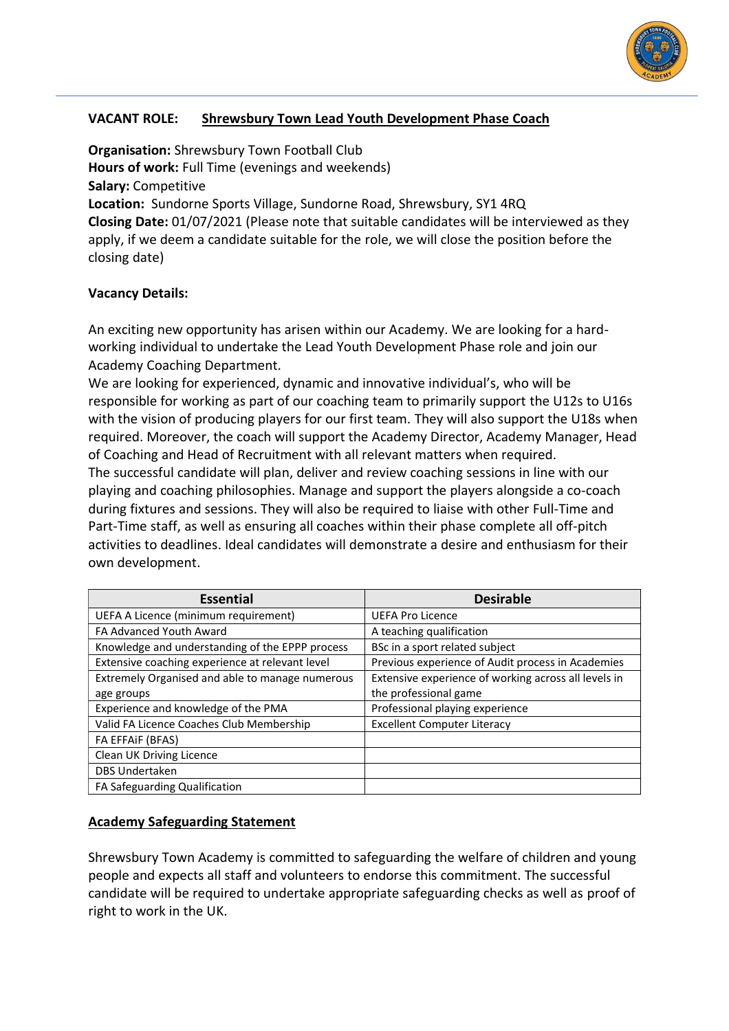## VACANT ROLE: Shrewsbury Town Lead Youth Development Phase Coach

**Organisation:** Shrewsbury Town Football Club
**Hours of work:** Full Time (evenings and weekends)
**Salary:** Competitive
**Location:** Sundorne Sports Village, Sundorne Road, Shrewsbury, SY1 4RQ
**Closing Date:** 01/07/2021 (Please note that suitable candidates will be interviewed as they apply, if we deem a candidate suitable for the role, we will close the position before the closing date)

### Vacancy Details:

An exciting new opportunity has arisen within our Academy. We are looking for a hard-working individual to undertake the Lead Youth Development Phase role and join our Academy Coaching Department.

We are looking for experienced, dynamic and innovative individual's, who will be responsible for working as part of our coaching team to primarily support the U12s to U16s with the vision of producing players for our first team. They will also support the U18s when required. Moreover, the coach will support the Academy Director, Academy Manager, Head of Coaching and Head of Recruitment with all relevant matters when required.

The successful candidate will plan, deliver and review coaching sessions in line with our playing and coaching philosophies. Manage and support the players alongside a co-coach during fixtures and sessions. They will also be required to liaise with other Full-Time and Part-Time staff, as well as ensuring all coaches within their phase complete all off-pitch activities to deadlines. Ideal candidates will demonstrate a desire and enthusiasm for their own development.

| Essential | Desirable |
|---|---|
| UEFA A Licence (minimum requirement) | UEFA Pro Licence |
| FA Advanced Youth Award | A teaching qualification |
| Knowledge and understanding of the EPPP process | BSc in a sport related subject |
| Extensive coaching experience at relevant level | Previous experience of Audit process in Academies |
| Extremely Organised and able to manage numerous age groups | Extensive experience of working across all levels in the professional game |
| Experience and knowledge of the PMA | Professional playing experience |
| Valid FA Licence Coaches Club Membership | Excellent Computer Literacy |
| FA EFFAiF (BFAS) | |
| Clean UK Driving Licence | |
| DBS Undertaken | |
| FA Safeguarding Qualification | |

### Academy Safeguarding Statement

Shrewsbury Town Academy is committed to safeguarding the welfare of children and young people and expects all staff and volunteers to endorse this commitment. The successful candidate will be required to undertake appropriate safeguarding checks as well as proof of right to work in the UK.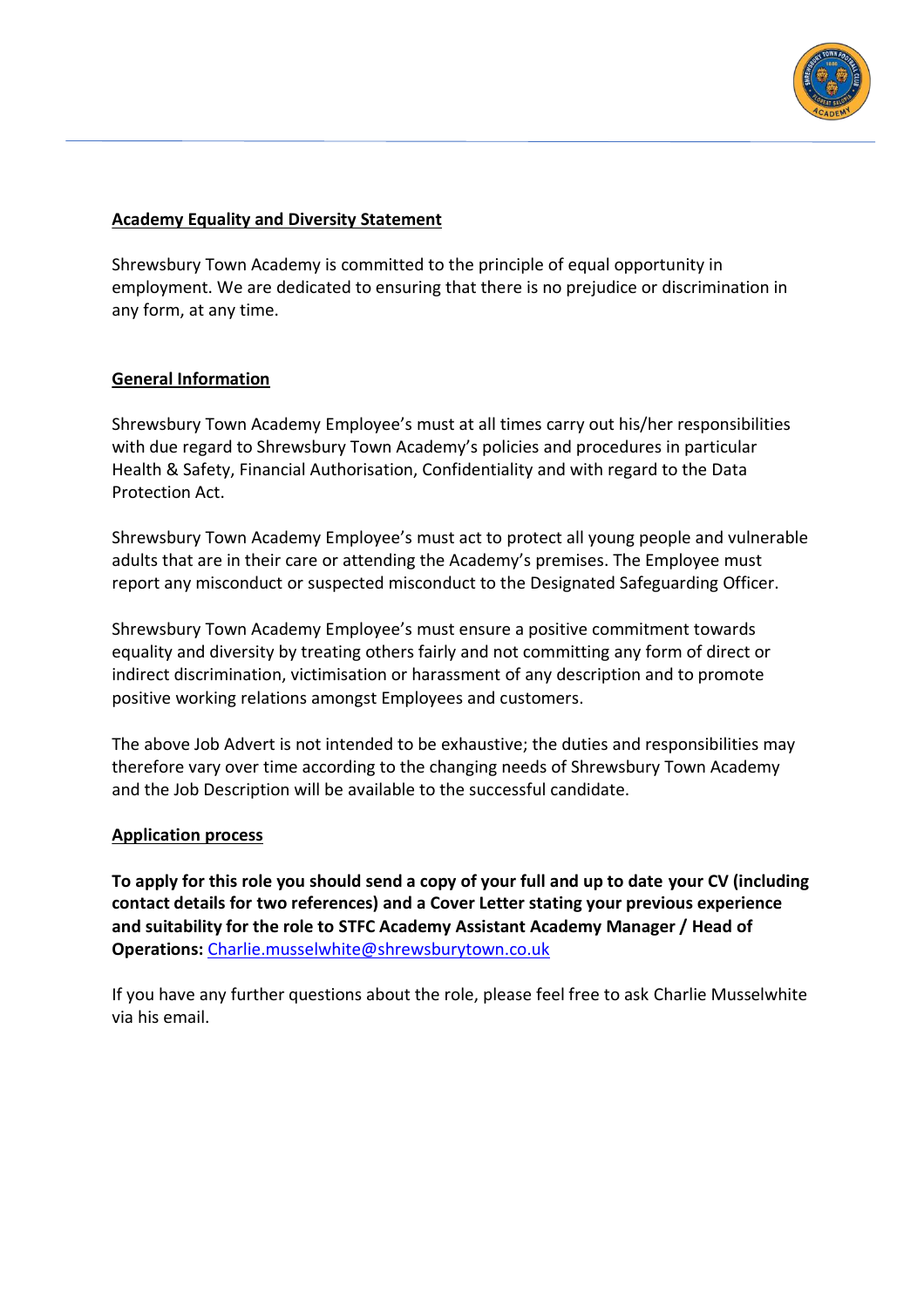**Academy Equality and Diversity Statement**

Shrewsbury Town Academy is committed to the principle of equal opportunity in employment. We are dedicated to ensuring that there is no prejudice or discrimination in any form, at any time.

**General Information**

Shrewsbury Town Academy Employee's must at all times carry out his/her responsibilities with due regard to Shrewsbury Town Academy's policies and procedures in particular Health & Safety, Financial Authorisation, Confidentiality and with regard to the Data Protection Act.

Shrewsbury Town Academy Employee's must act to protect all young people and vulnerable adults that are in their care or attending the Academy's premises. The Employee must report any misconduct or suspected misconduct to the Designated Safeguarding Officer.

Shrewsbury Town Academy Employee's must ensure a positive commitment towards equality and diversity by treating others fairly and not committing any form of direct or indirect discrimination, victimisation or harassment of any description and to promote positive working relations amongst Employees and customers.

The above Job Advert is not intended to be exhaustive; the duties and responsibilities may therefore vary over time according to the changing needs of Shrewsbury Town Academy and the Job Description will be available to the successful candidate.

**Application process**

**To apply for this role you should send a copy of your full and up to date your CV (including contact details for two references) and a Cover Letter stating your previous experience and suitability for the role to STFC Academy Assistant Academy Manager / Head of Operations:** Charlie.musselwhite@shrewsburytown.co.uk

If you have any further questions about the role, please feel free to ask Charlie Musselwhite via his email.